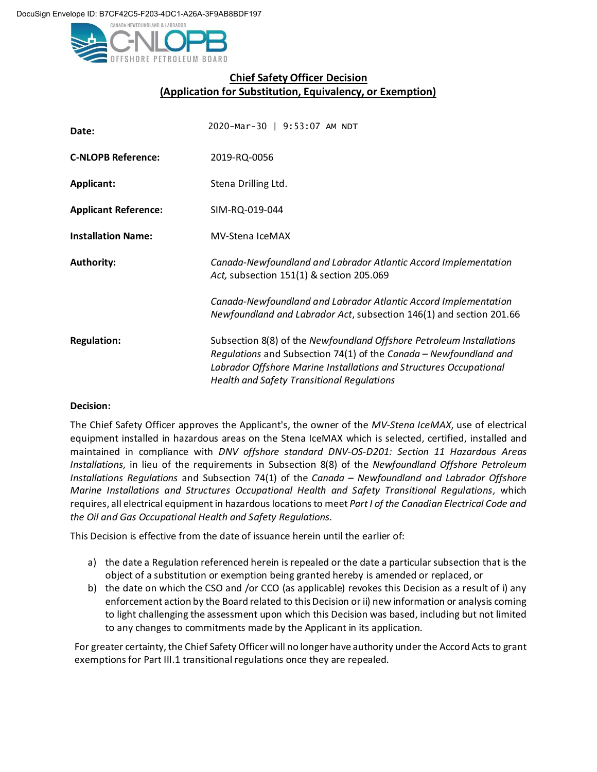DocuSign Envelope ID: B7CF42C5-F203-4DC1-A26A-3F9AB8BDF197

CANADA-NEWFOUNDLAND & LABRADOR C-NLOPB OFFSHORE PETROLEUM BOARD

# Chief Safety Officer Decision (Application for Substitution, Equivalency, or Exemption)

| | |
|---|---|
| **Date:** | 2020-Mar-30 \| 9:53:07 AM NDT |
| **C-NLOPB Reference:** | 2019-RQ-0056 |
| **Applicant:** | Stena Drilling Ltd. |
| **Applicant Reference:** | SIM-RQ-019-044 |
| **Installation Name:** | MV-Stena IceMAX |
| **Authority:** | *Canada-Newfoundland and Labrador Atlantic Accord Implementation Act,* subsection 151(1) & section 205.069<br><br>*Canada-Newfoundland and Labrador Atlantic Accord Implementation Newfoundland and Labrador Act*, subsection 146(1) and section 201.66 |
| **Regulation:** | Subsection 8(8) of the *Newfoundland Offshore Petroleum Installations Regulations* and Subsection 74(1) of the *Canada – Newfoundland and Labrador Offshore Marine Installations and Structures Occupational Health and Safety Transitional Regulations* |

**Decision:**

The Chief Safety Officer approves the Applicant's, the owner of the *MV-Stena IceMAX*, use of electrical equipment installed in hazardous areas on the Stena IceMAX which is selected, certified, installed and maintained in compliance with *DNV offshore standard DNV-OS-D201: Section 11 Hazardous Areas Installations,* in lieu of the requirements in Subsection 8(8) of the *Newfoundland Offshore Petroleum Installations Regulations* and Subsection 74(1) of the *Canada – Newfoundland and Labrador Offshore Marine Installations and Structures Occupational Health and Safety Transitional Regulations,* which requires, all electrical equipment in hazardous locations to meet *Part I of the Canadian Electrical Code and the Oil and Gas Occupational Health and Safety Regulations*.

This Decision is effective from the date of issuance herein until the earlier of:

a) the date a Regulation referenced herein is repealed or the date a particular subsection that is the object of a substitution or exemption being granted hereby is amended or replaced, or
b) the date on which the CSO and /or CCO (as applicable) revokes this Decision as a result of i) any enforcement action by the Board related to this Decision or ii) new information or analysis coming to light challenging the assessment upon which this Decision was based, including but not limited to any changes to commitments made by the Applicant in its application.

For greater certainty, the Chief Safety Officer will no longer have authority under the Accord Acts to grant exemptions for Part III.1 transitional regulations once they are repealed.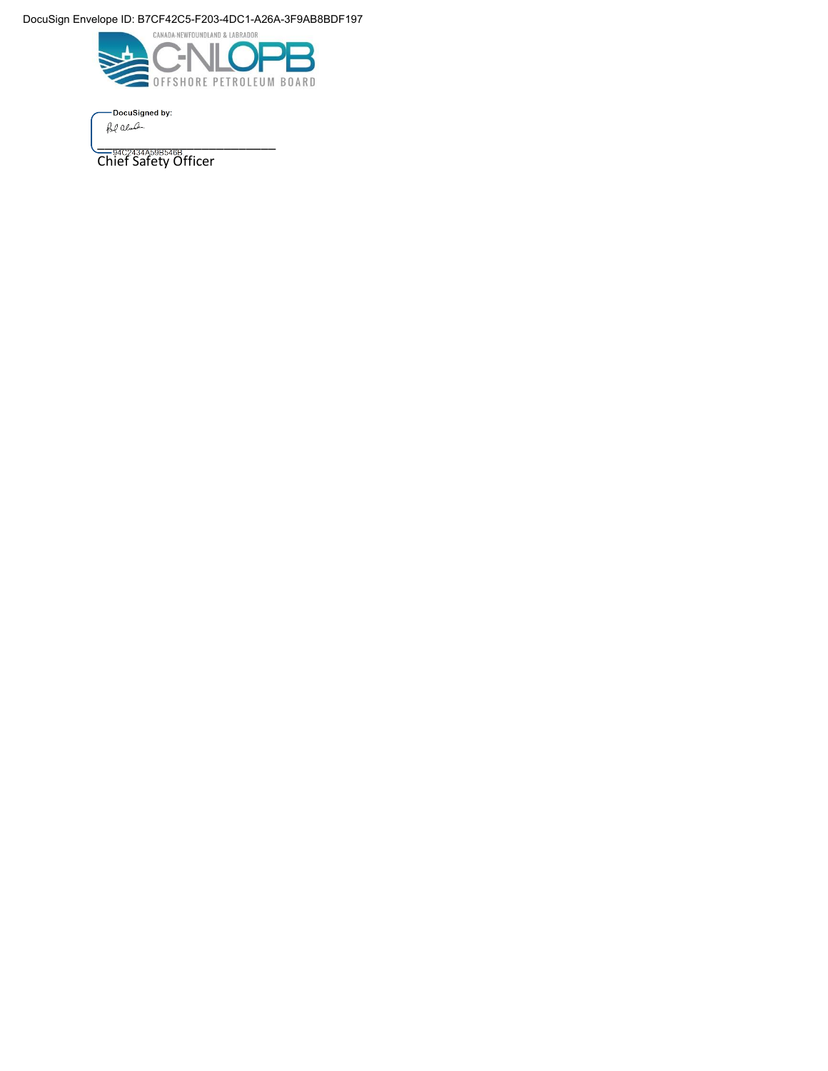DocuSign Envelope ID: B7CF42C5-F203-4DC1-A26A-3F9AB8BDF197

CANADA-NEWFOUNDLAND & LABRADOR

C-NLOPB

OFFSHORE PETROLEUM BOARD

DocuSigned by:

94C2434A59B546B

Chief Safety Officer